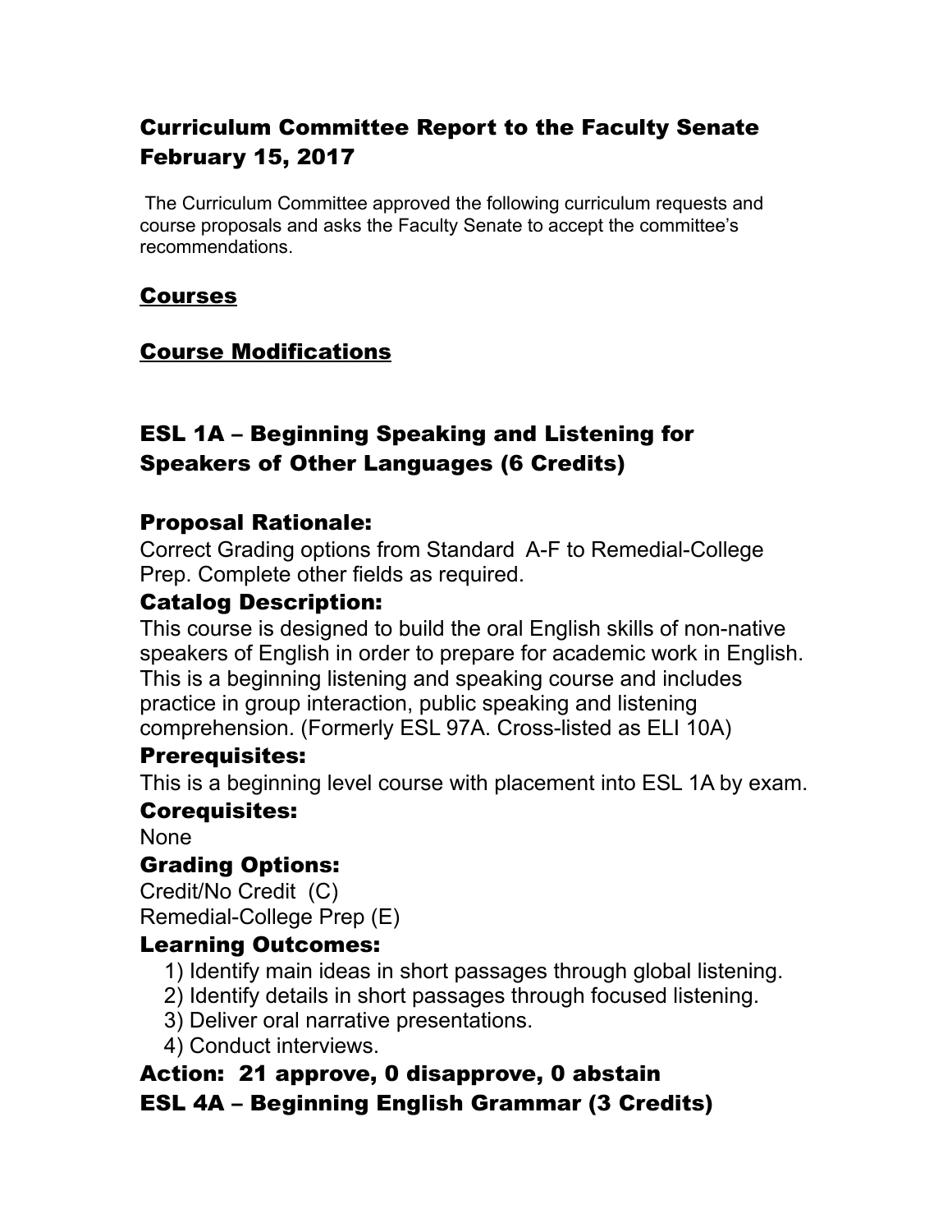## Curriculum Committee Report to the Faculty Senate February 15, 2017

The Curriculum Committee approved the following curriculum requests and course proposals and asks the Faculty Senate to accept the committee's recommendations.

## <u>Courses</u>

## <u>Course Modifications</u>

## ESL 1A – Beginning Speaking and Listening for Speakers of Other Languages (6 Credits)

### Proposal Rationale:

Correct Grading options from Standard A-F to Remedial-College Prep. Complete other fields as required.

### Catalog Description:

This course is designed to build the oral English skills of non-native speakers of English in order to prepare for academic work in English. This is a beginning listening and speaking course and includes practice in group interaction, public speaking and listening comprehension. (Formerly ESL 97A. Cross-listed as ELI 10A)

### Prerequisites:

This is a beginning level course with placement into ESL 1A by exam.

### Corequisites:

None

### Grading Options:

Credit/No Credit (C)
Remedial-College Prep (E)

### Learning Outcomes:

1) Identify main ideas in short passages through global listening.
2) Identify details in short passages through focused listening.
3) Deliver oral narrative presentations.
4) Conduct interviews.

### Action: 21 approve, 0 disapprove, 0 abstain

## ESL 4A – Beginning English Grammar (3 Credits)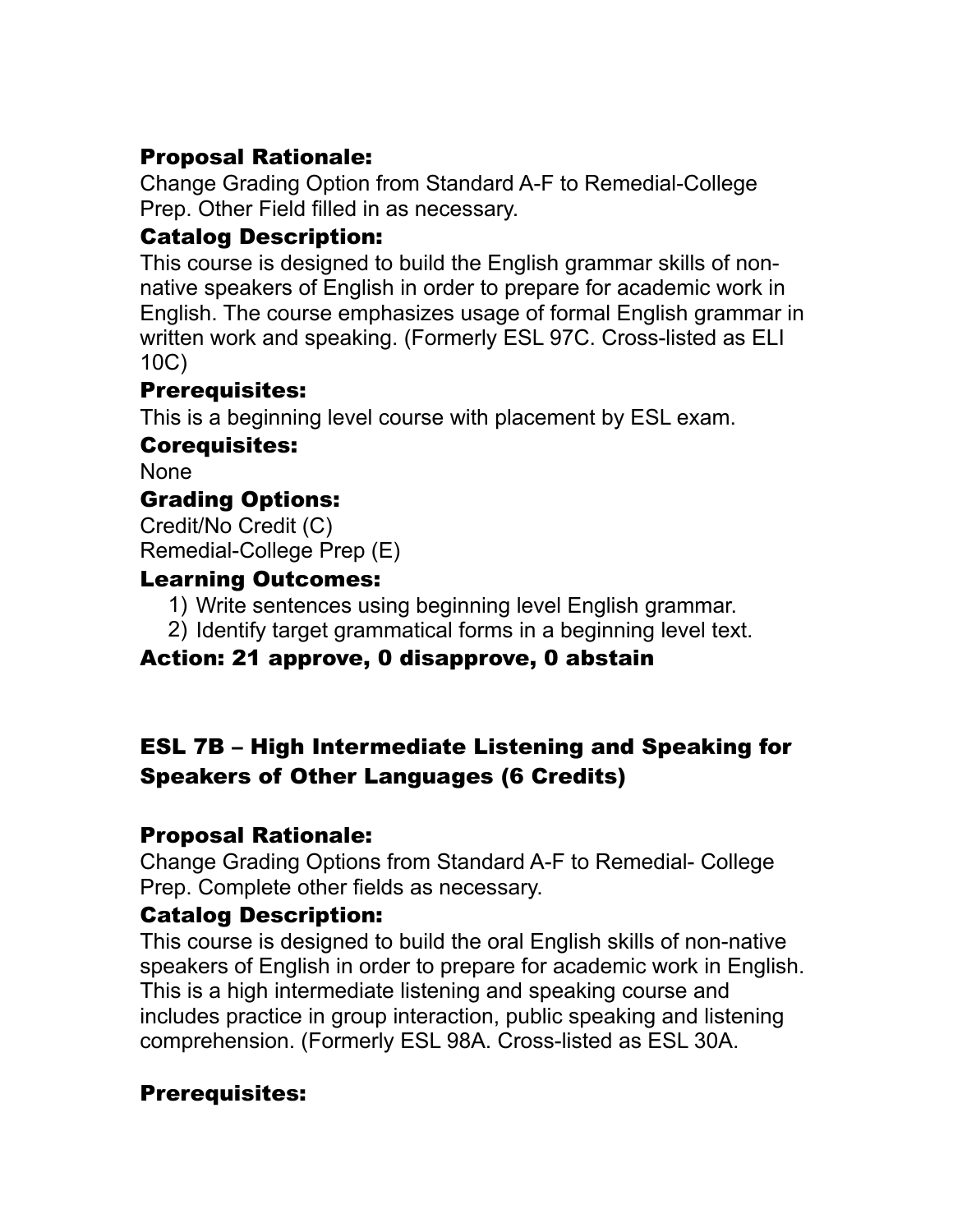### Proposal Rationale:

Change Grading Option from Standard A-F to Remedial-College Prep. Other Field filled in as necessary.

### Catalog Description:

This course is designed to build the English grammar skills of non-native speakers of English in order to prepare for academic work in English. The course emphasizes usage of formal English grammar in written work and speaking. (Formerly ESL 97C. Cross-listed as ELI 10C)

### Prerequisites:

This is a beginning level course with placement by ESL exam.

### Corequisites:

None

### Grading Options:

Credit/No Credit (C)
Remedial-College Prep (E)

### Learning Outcomes:

1) Write sentences using beginning level English grammar.
2) Identify target grammatical forms in a beginning level text.

### Action: 21 approve, 0 disapprove, 0 abstain

## ESL 7B – High Intermediate Listening and Speaking for Speakers of Other Languages (6 Credits)

### Proposal Rationale:

Change Grading Options from Standard A-F to Remedial- College Prep. Complete other fields as necessary.

### Catalog Description:

This course is designed to build the oral English skills of non-native speakers of English in order to prepare for academic work in English. This is a high intermediate listening and speaking course and includes practice in group interaction, public speaking and listening comprehension. (Formerly ESL 98A. Cross-listed as ESL 30A.

### Prerequisites: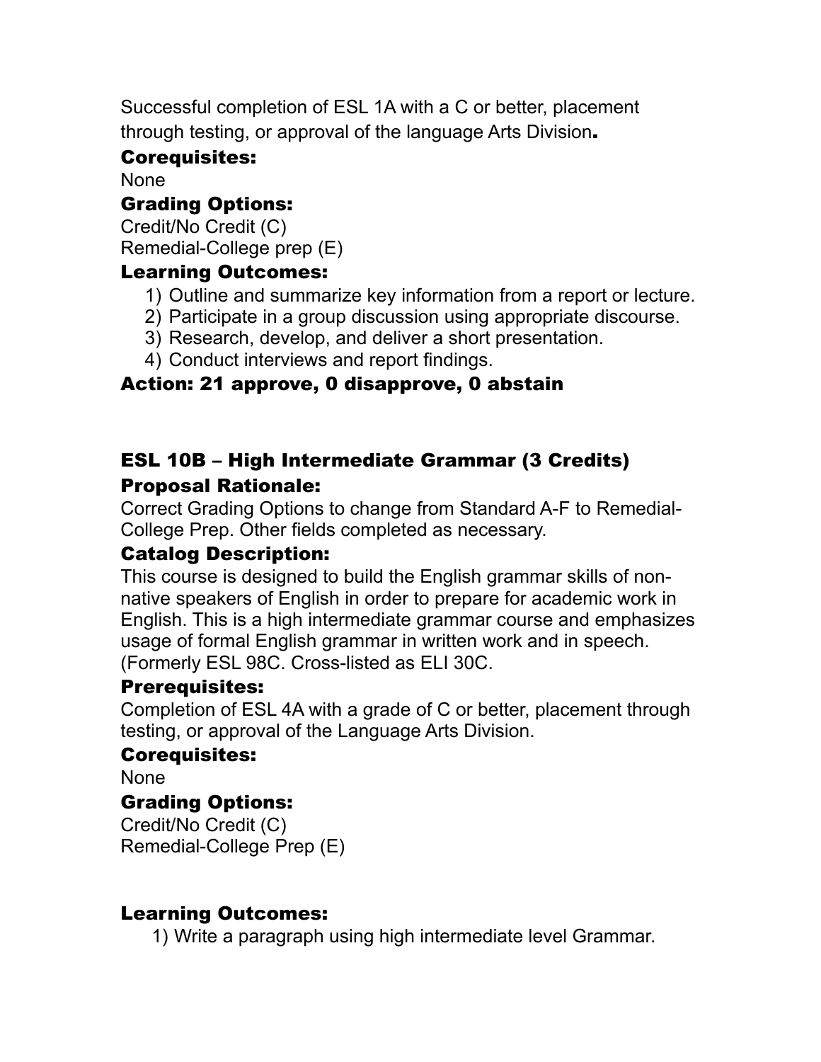Successful completion of ESL 1A with a C or better, placement through testing, or approval of the language Arts Division.

### Corequisites:

None

### Grading Options:

Credit/No Credit (C)
Remedial-College prep (E)

### Learning Outcomes:

1) Outline and summarize key information from a report or lecture.
2) Participate in a group discussion using appropriate discourse.
3) Research, develop, and deliver a short presentation.
4) Conduct interviews and report findings.

### Action: 21 approve, 0 disapprove, 0 abstain

## ESL 10B – High Intermediate Grammar (3 Credits)

### Proposal Rationale:

Correct Grading Options to change from Standard A-F to Remedial-College Prep. Other fields completed as necessary.

### Catalog Description:

This course is designed to build the English grammar skills of non-native speakers of English in order to prepare for academic work in English. This is a high intermediate grammar course and emphasizes usage of formal English grammar in written work and in speech. (Formerly ESL 98C. Cross-listed as ELI 30C.

### Prerequisites:

Completion of ESL 4A with a grade of C or better, placement through testing, or approval of the Language Arts Division.

### Corequisites:

None

### Grading Options:

Credit/No Credit (C)
Remedial-College Prep (E)

### Learning Outcomes:

1) Write a paragraph using high intermediate level Grammar.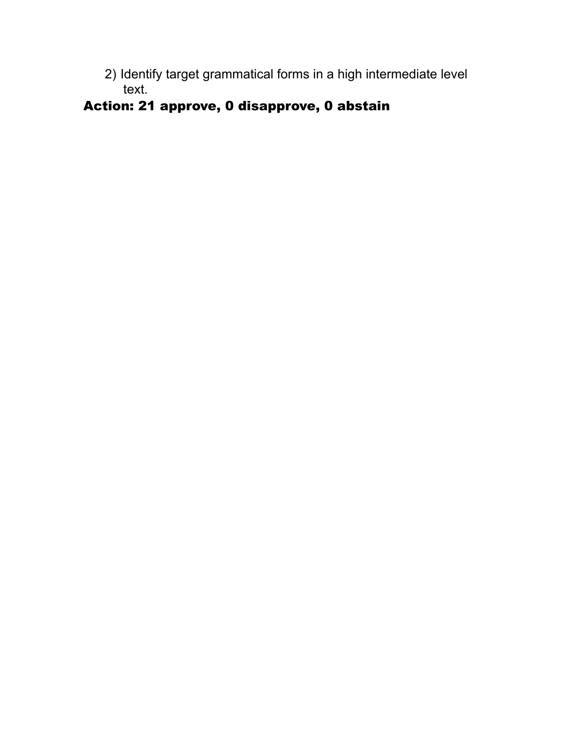2) Identify target grammatical forms in a high intermediate level text.

**Action: 21 approve, 0 disapprove, 0 abstain**